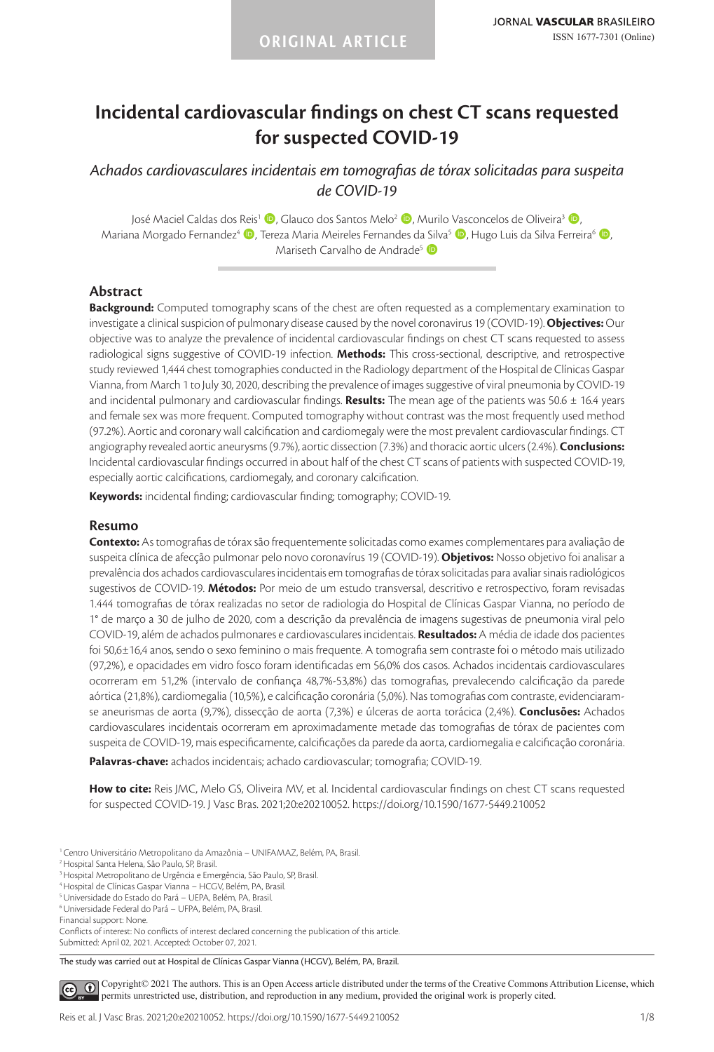ORIGINAL ARTICLE

# Incidental cardiovascular findings on chest CT scans requested for suspected COVID-19

*Achados cardiovasculares incidentais em tomografias de tórax solicitadas para suspeita de COVID-19*

José Maciel Caldas dos Reis[1], Glauco dos Santos Melo[2], Murilo Vasconcelos de Oliveira[3], Mariana Morgado Fernandez[4], Tereza Maria Meireles Fernandes da Silva[5], Hugo Luis da Silva Ferreira[6], Mariseth Carvalho de Andrade[5]

## Abstract

**Background:** Computed tomography scans of the chest are often requested as a complementary examination to investigate a clinical suspicion of pulmonary disease caused by the novel coronavirus 19 (COVID-19). **Objectives:** Our objective was to analyze the prevalence of incidental cardiovascular findings on chest CT scans requested to assess radiological signs suggestive of COVID-19 infection. **Methods:** This cross-sectional, descriptive, and retrospective study reviewed 1,444 chest tomographies conducted in the Radiology department of the Hospital de Clínicas Gaspar Vianna, from March 1 to July 30, 2020, describing the prevalence of images suggestive of viral pneumonia by COVID-19 and incidental pulmonary and cardiovascular findings. **Results:** The mean age of the patients was 50.6 ± 16.4 years and female sex was more frequent. Computed tomography without contrast was the most frequently used method (97.2%). Aortic and coronary wall calcification and cardiomegaly were the most prevalent cardiovascular findings. CT angiography revealed aortic aneurysms (9.7%), aortic dissection (7.3%) and thoracic aortic ulcers (2.4%). **Conclusions:** Incidental cardiovascular findings occurred in about half of the chest CT scans of patients with suspected COVID-19, especially aortic calcifications, cardiomegaly, and coronary calcification.

**Keywords:** incidental finding; cardiovascular finding; tomography; COVID-19.

## Resumo

**Contexto:** As tomografias de tórax são frequentemente solicitadas como exames complementares para avaliação de suspeita clínica de afecção pulmonar pelo novo coronavírus 19 (COVID-19). **Objetivos:** Nosso objetivo foi analisar a prevalência dos achados cardiovasculares incidentais em tomografias de tórax solicitadas para avaliar sinais radiológicos sugestivos de COVID-19. **Métodos:** Por meio de um estudo transversal, descritivo e retrospectivo, foram revisadas 1.444 tomografias de tórax realizadas no setor de radiologia do Hospital de Clínicas Gaspar Vianna, no período de 1º de março a 30 de julho de 2020, com a descrição da prevalência de imagens sugestivas de pneumonia viral pelo COVID-19, além de achados pulmonares e cardiovasculares incidentais. **Resultados:** A média de idade dos pacientes foi 50,6±16,4 anos, sendo o sexo feminino o mais frequente. A tomografia sem contraste foi o método mais utilizado (97,2%), e opacidades em vidro fosco foram identificadas em 56,0% dos casos. Achados incidentais cardiovasculares ocorreram em 51,2% (intervalo de confiança 48,7%-53,8%) das tomografias, prevalecendo calcificação da parede aórtica (21,8%), cardiomegalia (10,5%), e calcificação coronária (5,0%). Nas tomografias com contraste, evidenciaram-se aneurismas de aorta (9,7%), dissecção de aorta (7,3%) e úlceras de aorta torácica (2,4%). **Conclusões:** Achados cardiovasculares incidentais ocorreram em aproximadamente metade das tomografias de tórax de pacientes com suspeita de COVID-19, mais especificamente, calcificações da parede da aorta, cardiomegalia e calcificação coronária.

**Palavras-chave:** achados incidentais; achado cardiovascular; tomografia; COVID-19.

**How to cite:** Reis JMC, Melo GS, Oliveira MV, et al. Incidental cardiovascular findings on chest CT scans requested for suspected COVID-19. J Vasc Bras. 2021;20:e20210052. https://doi.org/10.1590/1677-5449.210052

[1] Centro Universitário Metropolitano da Amazônia – UNIFAMAZ, Belém, PA, Brasil.
[2] Hospital Santa Helena, São Paulo, SP, Brasil.
[3] Hospital Metropolitano de Urgência e Emergência, São Paulo, SP, Brasil.
[4] Hospital de Clínicas Gaspar Vianna – HCGV, Belém, PA, Brasil.
[5] Universidade do Estado do Pará – UEPA, Belém, PA, Brasil.
[6] Universidade Federal do Pará – UFPA, Belém, PA, Brasil.
Financial support: None.
Conflicts of interest: No conflicts of interest declared concerning the publication of this article.
Submitted: April 02, 2021. Accepted: October 07, 2021.

The study was carried out at Hospital de Clínicas Gaspar Vianna (HCGV), Belém, PA, Brazil.

Copyright© 2021 The authors. This is an Open Access article distributed under the terms of the Creative Commons Attribution License, which permits unrestricted use, distribution, and reproduction in any medium, provided the original work is properly cited.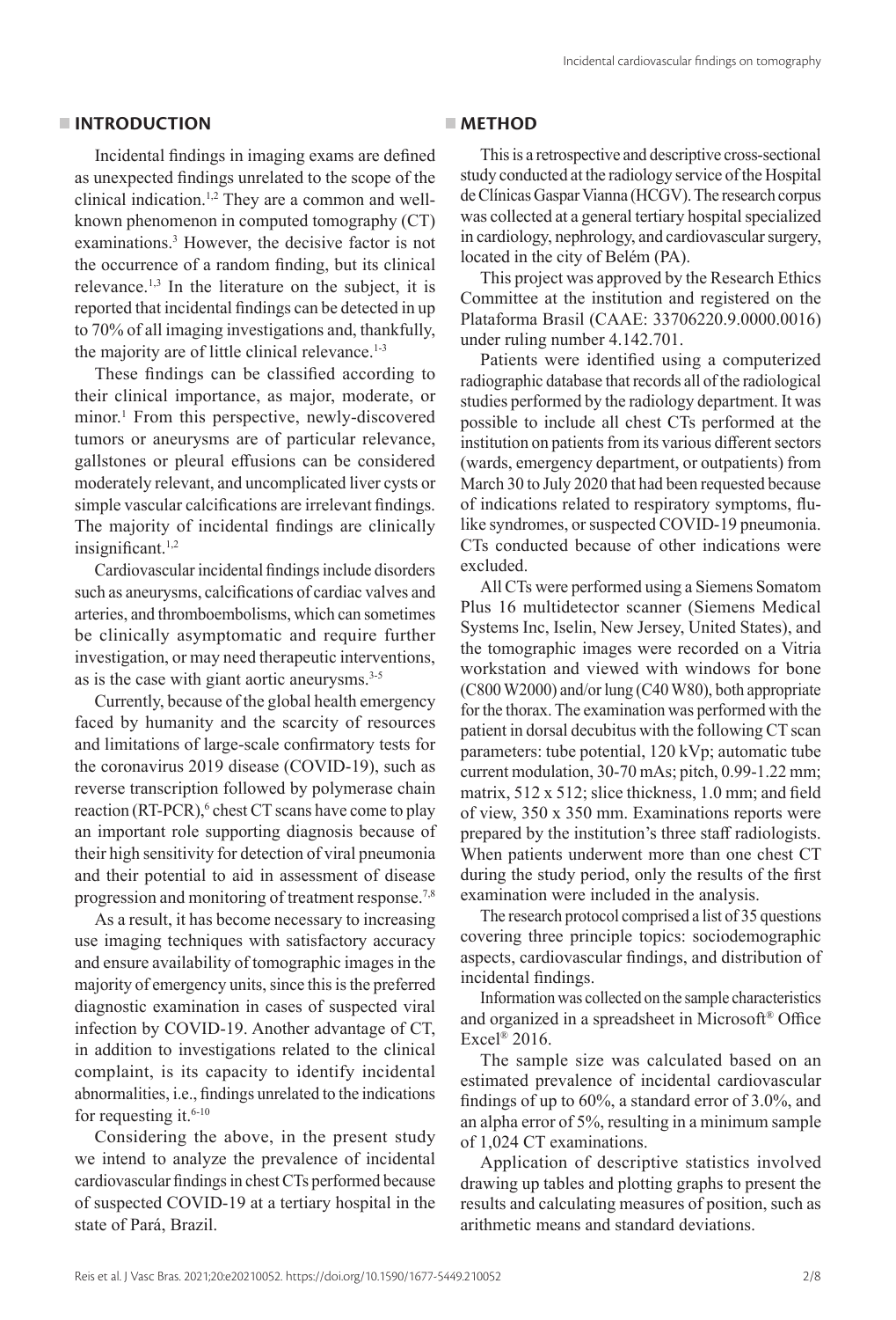## INTRODUCTION

Incidental findings in imaging exams are defined as unexpected findings unrelated to the scope of the clinical indication.[1,2] They are a common and well-known phenomenon in computed tomography (CT) examinations.[3] However, the decisive factor is not the occurrence of a random finding, but its clinical relevance.[1,3] In the literature on the subject, it is reported that incidental findings can be detected in up to 70% of all imaging investigations and, thankfully, the majority are of little clinical relevance.[1-3]

These findings can be classified according to their clinical importance, as major, moderate, or minor.[1] From this perspective, newly-discovered tumors or aneurysms are of particular relevance, gallstones or pleural effusions can be considered moderately relevant, and uncomplicated liver cysts or simple vascular calcifications are irrelevant findings. The majority of incidental findings are clinically insignificant.[1,2]

Cardiovascular incidental findings include disorders such as aneurysms, calcifications of cardiac valves and arteries, and thromboembolisms, which can sometimes be clinically asymptomatic and require further investigation, or may need therapeutic interventions, as is the case with giant aortic aneurysms.[3-5]

Currently, because of the global health emergency faced by humanity and the scarcity of resources and limitations of large-scale confirmatory tests for the coronavirus 2019 disease (COVID-19), such as reverse transcription followed by polymerase chain reaction (RT-PCR),[6] chest CT scans have come to play an important role supporting diagnosis because of their high sensitivity for detection of viral pneumonia and their potential to aid in assessment of disease progression and monitoring of treatment response.[7,8]

As a result, it has become necessary to increasing use imaging techniques with satisfactory accuracy and ensure availability of tomographic images in the majority of emergency units, since this is the preferred diagnostic examination in cases of suspected viral infection by COVID-19. Another advantage of CT, in addition to investigations related to the clinical complaint, is its capacity to identify incidental abnormalities, i.e., findings unrelated to the indications for requesting it.[6-10]

Considering the above, in the present study we intend to analyze the prevalence of incidental cardiovascular findings in chest CTs performed because of suspected COVID-19 at a tertiary hospital in the state of Pará, Brazil.

## METHOD

This is a retrospective and descriptive cross-sectional study conducted at the radiology service of the Hospital de Clínicas Gaspar Vianna (HCGV). The research corpus was collected at a general tertiary hospital specialized in cardiology, nephrology, and cardiovascular surgery, located in the city of Belém (PA).

This project was approved by the Research Ethics Committee at the institution and registered on the Plataforma Brasil (CAAE: 33706220.9.0000.0016) under ruling number 4.142.701.

Patients were identified using a computerized radiographic database that records all of the radiological studies performed by the radiology department. It was possible to include all chest CTs performed at the institution on patients from its various different sectors (wards, emergency department, or outpatients) from March 30 to July 2020 that had been requested because of indications related to respiratory symptoms, flu-like syndromes, or suspected COVID-19 pneumonia. CTs conducted because of other indications were excluded.

All CTs were performed using a Siemens Somatom Plus 16 multidetector scanner (Siemens Medical Systems Inc, Iselin, New Jersey, United States), and the tomographic images were recorded on a Vitria workstation and viewed with windows for bone (C800 W2000) and/or lung (C40 W80), both appropriate for the thorax. The examination was performed with the patient in dorsal decubitus with the following CT scan parameters: tube potential, 120 kVp; automatic tube current modulation, 30-70 mAs; pitch, 0.99-1.22 mm; matrix, 512 x 512; slice thickness, 1.0 mm; and field of view, 350 x 350 mm. Examinations reports were prepared by the institution's three staff radiologists. When patients underwent more than one chest CT during the study period, only the results of the first examination were included in the analysis.

The research protocol comprised a list of 35 questions covering three principle topics: sociodemographic aspects, cardiovascular findings, and distribution of incidental findings.

Information was collected on the sample characteristics and organized in a spreadsheet in Microsoft® Office Excel® 2016.

The sample size was calculated based on an estimated prevalence of incidental cardiovascular findings of up to 60%, a standard error of 3.0%, and an alpha error of 5%, resulting in a minimum sample of 1,024 CT examinations.

Application of descriptive statistics involved drawing up tables and plotting graphs to present the results and calculating measures of position, such as arithmetic means and standard deviations.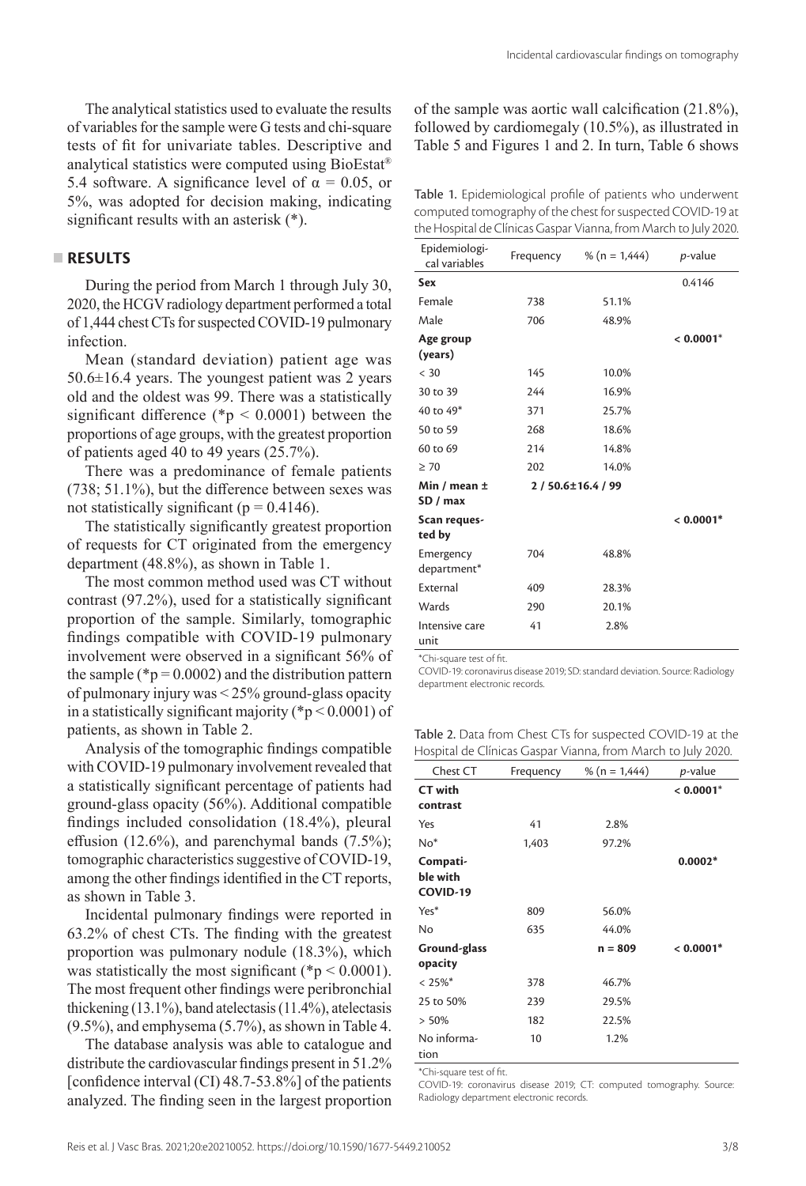The analytical statistics used to evaluate the results of variables for the sample were G tests and chi-square tests of fit for univariate tables. Descriptive and analytical statistics were computed using BioEstat® 5.4 software. A significance level of $\alpha = 0.05$, or 5%, was adopted for decision making, indicating significant results with an asterisk (*).

## RESULTS

During the period from March 1 through July 30, 2020, the HCGV radiology department performed a total of 1,444 chest CTs for suspected COVID-19 pulmonary infection.

Mean (standard deviation) patient age was 50.6±16.4 years. The youngest patient was 2 years old and the oldest was 99. There was a statistically significant difference (*$p < 0.0001$) between the proportions of age groups, with the greatest proportion of patients aged 40 to 49 years (25.7%).

There was a predominance of female patients (738; 51.1%), but the difference between sexes was not statistically significant ($p = 0.4146$).

The statistically significantly greatest proportion of requests for CT originated from the emergency department (48.8%), as shown in Table 1.

The most common method used was CT without contrast (97.2%), used for a statistically significant proportion of the sample. Similarly, tomographic findings compatible with COVID-19 pulmonary involvement were observed in a significant 56% of the sample (*$p = 0.0002$) and the distribution pattern of pulmonary injury was < 25% ground-glass opacity in a statistically significant majority (*$p < 0.0001$) of patients, as shown in Table 2.

Analysis of the tomographic findings compatible with COVID-19 pulmonary involvement revealed that a statistically significant percentage of patients had ground-glass opacity (56%). Additional compatible findings included consolidation (18.4%), pleural effusion (12.6%), and parenchymal bands (7.5%); tomographic characteristics suggestive of COVID-19, among the other findings identified in the CT reports, as shown in Table 3.

Incidental pulmonary findings were reported in 63.2% of chest CTs. The finding with the greatest proportion was pulmonary nodule (18.3%), which was statistically the most significant (*$p < 0.0001$). The most frequent other findings were peribronchial thickening (13.1%), band atelectasis (11.4%), atelectasis (9.5%), and emphysema (5.7%), as shown in Table 4.

The database analysis was able to catalogue and distribute the cardiovascular findings present in 51.2% [confidence interval (CI) 48.7-53.8%] of the patients analyzed. The finding seen in the largest proportion of the sample was aortic wall calcification (21.8%), followed by cardiomegaly (10.5%), as illustrated in Table 5 and Figures 1 and 2. In turn, Table 6 shows

Table 1. Epidemiological profile of patients who underwent computed tomography of the chest for suspected COVID-19 at the Hospital de Clínicas Gaspar Vianna, from March to July 2020.

| Epidemiological variables | Frequency | % (n = 1,444) | p-value |
|---|---|---|---|
| **Sex** | | | 0.4146 |
| Female | 738 | 51.1% | |
| Male | 706 | 48.9% | |
| **Age group (years)** | | | **< 0.0001*** |
| < 30 | 145 | 10.0% | |
| 30 to 39 | 244 | 16.9% | |
| 40 to 49* | 371 | 25.7% | |
| 50 to 59 | 268 | 18.6% | |
| 60 to 69 | 214 | 14.8% | |
| ≥ 70 | 202 | 14.0% | |
| **Min / mean ± SD / max** | 2 / 50.6±16.4 / 99 | | |
| **Scan requested by** | | | **< 0.0001*** |
| Emergency department* | 704 | 48.8% | |
| External | 409 | 28.3% | |
| Wards | 290 | 20.1% | |
| Intensive care unit | 41 | 2.8% | |

*Chi-square test of fit.
COVID-19: coronavirus disease 2019; SD: standard deviation. Source: Radiology department electronic records.

Table 2. Data from Chest CTs for suspected COVID-19 at the Hospital de Clínicas Gaspar Vianna, from March to July 2020.

| Chest CT | Frequency | % (n = 1,444) | p-value |
|---|---|---|---|
| **CT with contrast** | | | **< 0.0001*** |
| Yes | 41 | 2.8% | |
| No* | 1,403 | 97.2% | |
| **Compatible with COVID-19** | | | **0.0002*** |
| Yes* | 809 | 56.0% | |
| No | 635 | 44.0% | |
| **Ground-glass opacity** | | **n = 809** | **< 0.0001*** |
| < 25%* | 378 | 46.7% | |
| 25 to 50% | 239 | 29.5% | |
| > 50% | 182 | 22.5% | |
| No information | 10 | 1.2% | |

*Chi-square test of fit.
COVID-19: coronavirus disease 2019; CT: computed tomography. Source: Radiology department electronic records.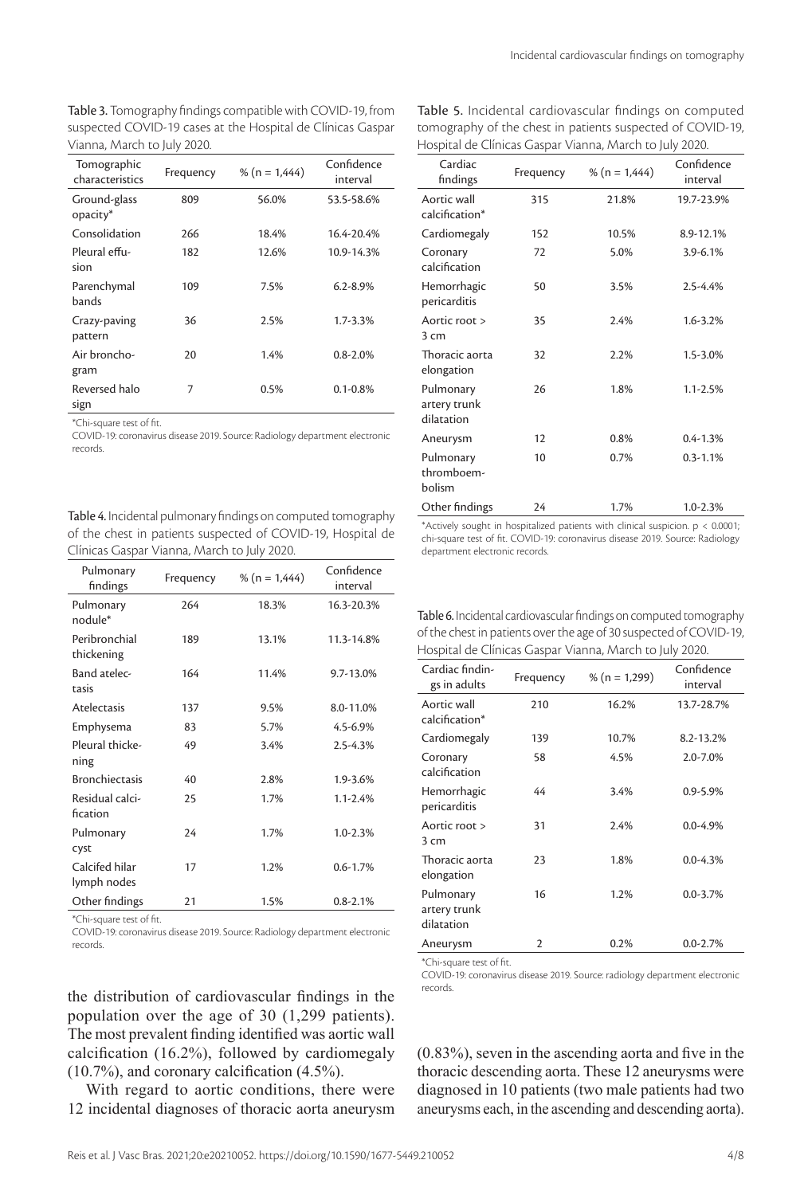Table 3. Tomography findings compatible with COVID-19, from suspected COVID-19 cases at the Hospital de Clínicas Gaspar Vianna, March to July 2020.

| Tomographic characteristics | Frequency | % (n = 1,444) | Confidence interval |
|---|---|---|---|
| Ground-glass opacity* | 809 | 56.0% | 53.5-58.6% |
| Consolidation | 266 | 18.4% | 16.4-20.4% |
| Pleural effusion | 182 | 12.6% | 10.9-14.3% |
| Parenchymal bands | 109 | 7.5% | 6.2-8.9% |
| Crazy-paving pattern | 36 | 2.5% | 1.7-3.3% |
| Air bronchogram | 20 | 1.4% | 0.8-2.0% |
| Reversed halo sign | 7 | 0.5% | 0.1-0.8% |

*Chi-square test of fit.
COVID-19: coronavirus disease 2019. Source: Radiology department electronic records.

Table 4. Incidental pulmonary findings on computed tomography of the chest in patients suspected of COVID-19, Hospital de Clínicas Gaspar Vianna, March to July 2020.

| Pulmonary findings | Frequency | % (n = 1,444) | Confidence interval |
|---|---|---|---|
| Pulmonary nodule* | 264 | 18.3% | 16.3-20.3% |
| Peribronchial thickening | 189 | 13.1% | 11.3-14.8% |
| Band atelectasis | 164 | 11.4% | 9.7-13.0% |
| Atelectasis | 137 | 9.5% | 8.0-11.0% |
| Emphysema | 83 | 5.7% | 4.5-6.9% |
| Pleural thickening | 49 | 3.4% | 2.5-4.3% |
| Bronchiectasis | 40 | 2.8% | 1.9-3.6% |
| Residual calcification | 25 | 1.7% | 1.1-2.4% |
| Pulmonary cyst | 24 | 1.7% | 1.0-2.3% |
| Calcifed hilar lymph nodes | 17 | 1.2% | 0.6-1.7% |
| Other findings | 21 | 1.5% | 0.8-2.1% |

*Chi-square test of fit.
COVID-19: coronavirus disease 2019. Source: Radiology department electronic records.

the distribution of cardiovascular findings in the population over the age of 30 (1,299 patients). The most prevalent finding identified was aortic wall calcification (16.2%), followed by cardiomegaly (10.7%), and coronary calcification (4.5%).

With regard to aortic conditions, there were 12 incidental diagnoses of thoracic aorta aneurysm (0.83%), seven in the ascending aorta and five in the thoracic descending aorta. These 12 aneurysms were diagnosed in 10 patients (two male patients had two aneurysms each, in the ascending and descending aorta).

Table 5. Incidental cardiovascular findings on computed tomography of the chest in patients suspected of COVID-19, Hospital de Clínicas Gaspar Vianna, March to July 2020.

| Cardiac findings | Frequency | % (n = 1,444) | Confidence interval |
|---|---|---|---|
| Aortic wall calcification* | 315 | 21.8% | 19.7-23.9% |
| Cardiomegaly | 152 | 10.5% | 8.9-12.1% |
| Coronary calcification | 72 | 5.0% | 3.9-6.1% |
| Hemorrhagic pericarditis | 50 | 3.5% | 2.5-4.4% |
| Aortic root > 3 cm | 35 | 2.4% | 1.6-3.2% |
| Thoracic aorta elongation | 32 | 2.2% | 1.5-3.0% |
| Pulmonary artery trunk dilatation | 26 | 1.8% | 1.1-2.5% |
| Aneurysm | 12 | 0.8% | 0.4-1.3% |
| Pulmonary thromboembolism | 10 | 0.7% | 0.3-1.1% |
| Other findings | 24 | 1.7% | 1.0-2.3% |

*Actively sought in hospitalized patients with clinical suspicion. $p < 0.0001$; chi-square test of fit. COVID-19: coronavirus disease 2019. Source: Radiology department electronic records.

Table 6. Incidental cardiovascular findings on computed tomography of the chest in patients over the age of 30 suspected of COVID-19, Hospital de Clínicas Gaspar Vianna, March to July 2020.

| Cardiac findings in adults | Frequency | % (n = 1,299) | Confidence interval |
|---|---|---|---|
| Aortic wall calcification* | 210 | 16.2% | 13.7-28.7% |
| Cardiomegaly | 139 | 10.7% | 8.2-13.2% |
| Coronary calcification | 58 | 4.5% | 2.0-7.0% |
| Hemorrhagic pericarditis | 44 | 3.4% | 0.9-5.9% |
| Aortic root > 3 cm | 31 | 2.4% | 0.0-4.9% |
| Thoracic aorta elongation | 23 | 1.8% | 0.0-4.3% |
| Pulmonary artery trunk dilatation | 16 | 1.2% | 0.0-3.7% |
| Aneurysm | 2 | 0.2% | 0.0-2.7% |

*Chi-square test of fit.
COVID-19: coronavirus disease 2019. Source: radiology department electronic records.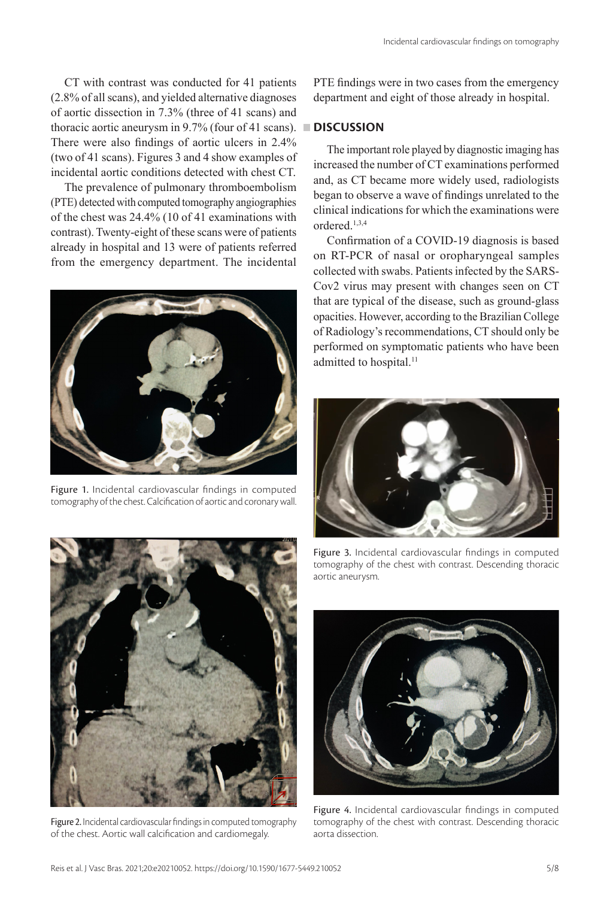CT with contrast was conducted for 41 patients (2.8% of all scans), and yielded alternative diagnoses of aortic dissection in 7.3% (three of 41 scans) and thoracic aortic aneurysm in 9.7% (four of 41 scans). There were also findings of aortic ulcers in 2.4% (two of 41 scans). Figures 3 and 4 show examples of incidental aortic conditions detected with chest CT.

The prevalence of pulmonary thromboembolism (PTE) detected with computed tomography angiographies of the chest was 24.4% (10 of 41 examinations with contrast). Twenty-eight of these scans were of patients already in hospital and 13 were of patients referred from the emergency department. The incidental PTE findings were in two cases from the emergency department and eight of those already in hospital.

Figure 1. Incidental cardiovascular findings in computed tomography of the chest. Calcification of aortic and coronary wall.

Figure 2. Incidental cardiovascular findings in computed tomography of the chest. Aortic wall calcification and cardiomegaly.

## DISCUSSION

The important role played by diagnostic imaging has increased the number of CT examinations performed and, as CT became more widely used, radiologists began to observe a wave of findings unrelated to the clinical indications for which the examinations were ordered.[1,3,4]

Confirmation of a COVID-19 diagnosis is based on RT-PCR of nasal or oropharyngeal samples collected with swabs. Patients infected by the SARS-Cov2 virus may present with changes seen on CT that are typical of the disease, such as ground-glass opacities. However, according to the Brazilian College of Radiology's recommendations, CT should only be performed on symptomatic patients who have been admitted to hospital.[11]

Figure 3. Incidental cardiovascular findings in computed tomography of the chest with contrast. Descending thoracic aortic aneurysm.

Figure 4. Incidental cardiovascular findings in computed tomography of the chest with contrast. Descending thoracic aorta dissection.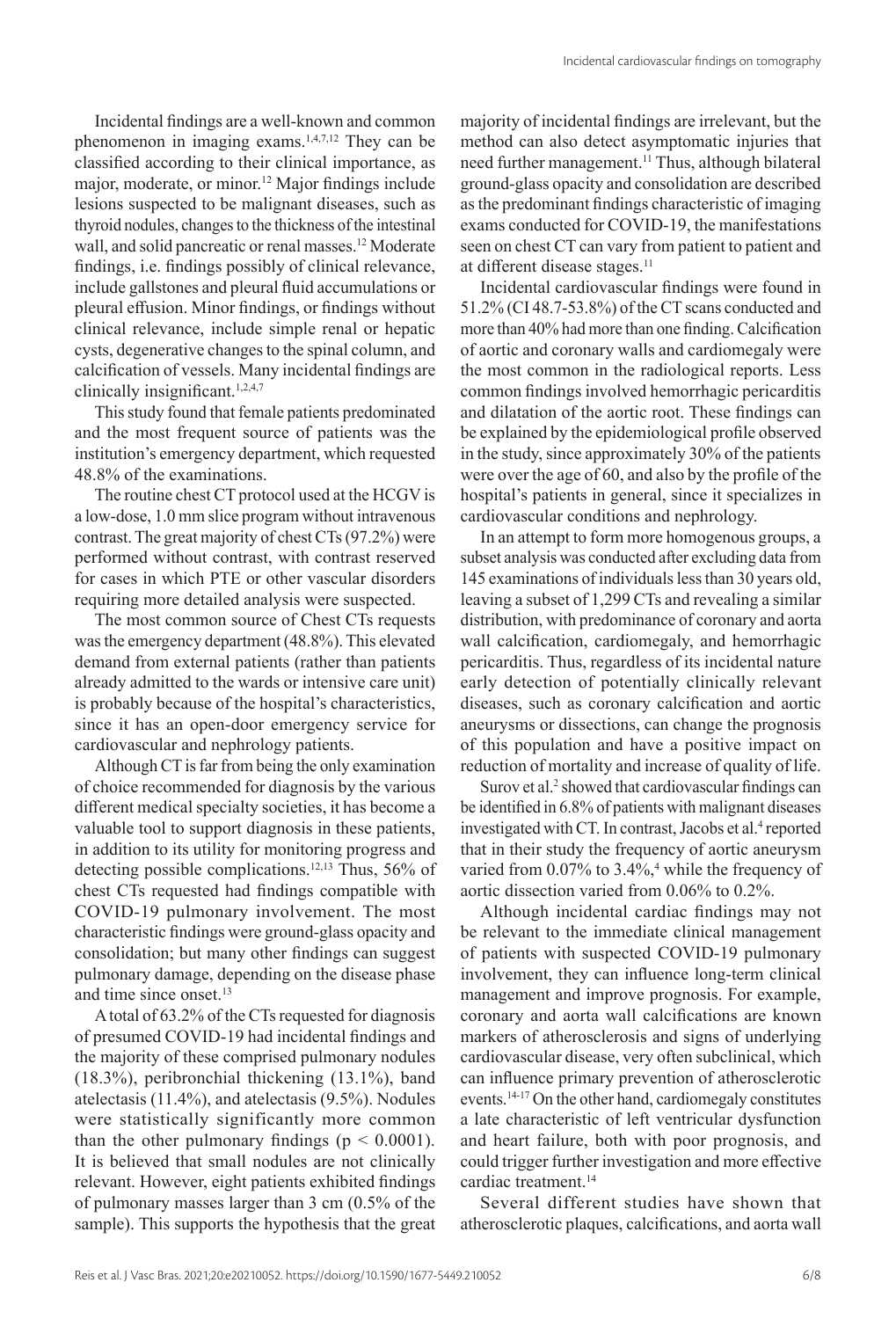Incidental findings are a well-known and common phenomenon in imaging exams.[1,4,7,12] They can be classified according to their clinical importance, as major, moderate, or minor.[12] Major findings include lesions suspected to be malignant diseases, such as thyroid nodules, changes to the thickness of the intestinal wall, and solid pancreatic or renal masses.[12] Moderate findings, i.e. findings possibly of clinical relevance, include gallstones and pleural fluid accumulations or pleural effusion. Minor findings, or findings without clinical relevance, include simple renal or hepatic cysts, degenerative changes to the spinal column, and calcification of vessels. Many incidental findings are clinically insignificant.[1,2,4,7]

This study found that female patients predominated and the most frequent source of patients was the institution's emergency department, which requested 48.8% of the examinations.

The routine chest CT protocol used at the HCGV is a low-dose, 1.0 mm slice program without intravenous contrast. The great majority of chest CTs (97.2%) were performed without contrast, with contrast reserved for cases in which PTE or other vascular disorders requiring more detailed analysis were suspected.

The most common source of Chest CTs requests was the emergency department (48.8%). This elevated demand from external patients (rather than patients already admitted to the wards or intensive care unit) is probably because of the hospital's characteristics, since it has an open-door emergency service for cardiovascular and nephrology patients.

Although CT is far from being the only examination of choice recommended for diagnosis by the various different medical specialty societies, it has become a valuable tool to support diagnosis in these patients, in addition to its utility for monitoring progress and detecting possible complications.[12,13] Thus, 56% of chest CTs requested had findings compatible with COVID-19 pulmonary involvement. The most characteristic findings were ground-glass opacity and consolidation; but many other findings can suggest pulmonary damage, depending on the disease phase and time since onset.[13]

A total of 63.2% of the CTs requested for diagnosis of presumed COVID-19 had incidental findings and the majority of these comprised pulmonary nodules (18.3%), peribronchial thickening (13.1%), band atelectasis (11.4%), and atelectasis (9.5%). Nodules were statistically significantly more common than the other pulmonary findings ($p < 0.0001$). It is believed that small nodules are not clinically relevant. However, eight patients exhibited findings of pulmonary masses larger than 3 cm (0.5% of the sample). This supports the hypothesis that the great majority of incidental findings are irrelevant, but the method can also detect asymptomatic injuries that need further management.[11] Thus, although bilateral ground-glass opacity and consolidation are described as the predominant findings characteristic of imaging exams conducted for COVID-19, the manifestations seen on chest CT can vary from patient to patient and at different disease stages.[11]

Incidental cardiovascular findings were found in 51.2% (CI 48.7-53.8%) of the CT scans conducted and more than 40% had more than one finding. Calcification of aortic and coronary walls and cardiomegaly were the most common in the radiological reports. Less common findings involved hemorrhagic pericarditis and dilatation of the aortic root. These findings can be explained by the epidemiological profile observed in the study, since approximately 30% of the patients were over the age of 60, and also by the profile of the hospital's patients in general, since it specializes in cardiovascular conditions and nephrology.

In an attempt to form more homogenous groups, a subset analysis was conducted after excluding data from 145 examinations of individuals less than 30 years old, leaving a subset of 1,299 CTs and revealing a similar distribution, with predominance of coronary and aorta wall calcification, cardiomegaly, and hemorrhagic pericarditis. Thus, regardless of its incidental nature early detection of potentially clinically relevant diseases, such as coronary calcification and aortic aneurysms or dissections, can change the prognosis of this population and have a positive impact on reduction of mortality and increase of quality of life.

Surov et al.[2] showed that cardiovascular findings can be identified in 6.8% of patients with malignant diseases investigated with CT. In contrast, Jacobs et al.[4] reported that in their study the frequency of aortic aneurysm varied from 0.07% to 3.4%,[4] while the frequency of aortic dissection varied from 0.06% to 0.2%.

Although incidental cardiac findings may not be relevant to the immediate clinical management of patients with suspected COVID-19 pulmonary involvement, they can influence long-term clinical management and improve prognosis. For example, coronary and aorta wall calcifications are known markers of atherosclerosis and signs of underlying cardiovascular disease, very often subclinical, which can influence primary prevention of atherosclerotic events.[14-17] On the other hand, cardiomegaly constitutes a late characteristic of left ventricular dysfunction and heart failure, both with poor prognosis, and could trigger further investigation and more effective cardiac treatment.[14]

Several different studies have shown that atherosclerotic plaques, calcifications, and aorta wall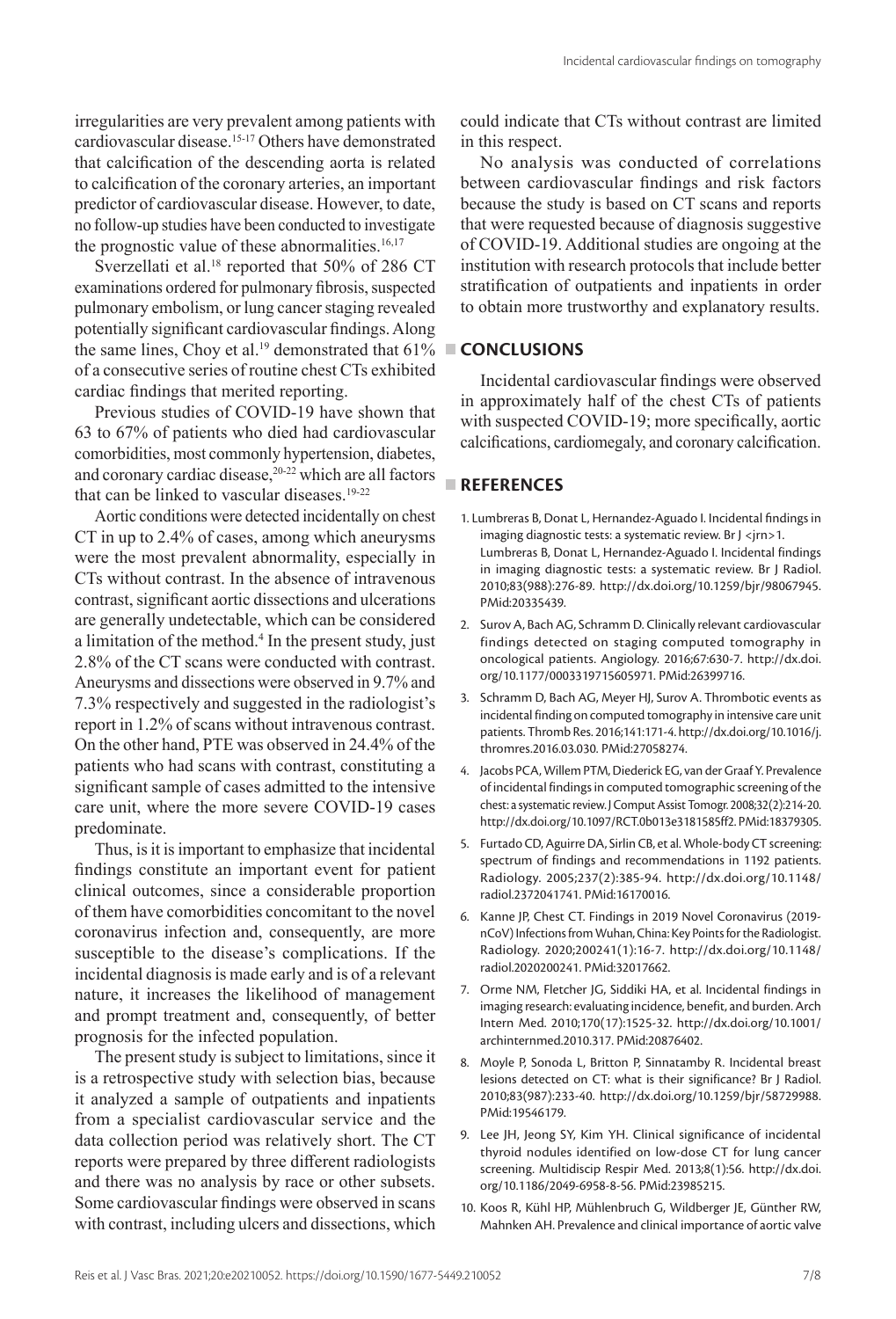irregularities are very prevalent among patients with cardiovascular disease.[15-17] Others have demonstrated that calcification of the descending aorta is related to calcification of the coronary arteries, an important predictor of cardiovascular disease. However, to date, no follow-up studies have been conducted to investigate the prognostic value of these abnormalities.[16,17]

Sverzellati et al.[18] reported that 50% of 286 CT examinations ordered for pulmonary fibrosis, suspected pulmonary embolism, or lung cancer staging revealed potentially significant cardiovascular findings. Along the same lines, Choy et al.[19] demonstrated that 61% of a consecutive series of routine chest CTs exhibited cardiac findings that merited reporting.

Previous studies of COVID-19 have shown that 63 to 67% of patients who died had cardiovascular comorbidities, most commonly hypertension, diabetes, and coronary cardiac disease,[20-22] which are all factors that can be linked to vascular diseases.[19-22]

Aortic conditions were detected incidentally on chest CT in up to 2.4% of cases, among which aneurysms were the most prevalent abnormality, especially in CTs without contrast. In the absence of intravenous contrast, significant aortic dissections and ulcerations are generally undetectable, which can be considered a limitation of the method.[4] In the present study, just 2.8% of the CT scans were conducted with contrast. Aneurysms and dissections were observed in 9.7% and 7.3% respectively and suggested in the radiologist's report in 1.2% of scans without intravenous contrast. On the other hand, PTE was observed in 24.4% of the patients who had scans with contrast, constituting a significant sample of cases admitted to the intensive care unit, where the more severe COVID-19 cases predominate.

Thus, is it is important to emphasize that incidental findings constitute an important event for patient clinical outcomes, since a considerable proportion of them have comorbidities concomitant to the novel coronavirus infection and, consequently, are more susceptible to the disease's complications. If the incidental diagnosis is made early and is of a relevant nature, it increases the likelihood of management and prompt treatment and, consequently, of better prognosis for the infected population.

The present study is subject to limitations, since it is a retrospective study with selection bias, because it analyzed a sample of outpatients and inpatients from a specialist cardiovascular service and the data collection period was relatively short. The CT reports were prepared by three different radiologists and there was no analysis by race or other subsets. Some cardiovascular findings were observed in scans with contrast, including ulcers and dissections, which could indicate that CTs without contrast are limited in this respect.

No analysis was conducted of correlations between cardiovascular findings and risk factors because the study is based on CT scans and reports that were requested because of diagnosis suggestive of COVID-19. Additional studies are ongoing at the institution with research protocols that include better stratification of outpatients and inpatients in order to obtain more trustworthy and explanatory results.

## CONCLUSIONS

Incidental cardiovascular findings were observed in approximately half of the chest CTs of patients with suspected COVID-19; more specifically, aortic calcifications, cardiomegaly, and coronary calcification.

## REFERENCES

1. Lumbreras B, Donat L, Hernandez-Aguado I. Incidental findings in imaging diagnostic tests: a systematic review. Br J <jrn>1. Lumbreras B, Donat L, Hernandez-Aguado I. Incidental findings in imaging diagnostic tests: a systematic review. Br J Radiol. 2010;83(988):276-89. http://dx.doi.org/10.1259/bjr/98067945. PMid:20335439.
2. Surov A, Bach AG, Schramm D. Clinically relevant cardiovascular findings detected on staging computed tomography in oncological patients. Angiology. 2016;67:630-7. http://dx.doi.org/10.1177/0003319715605971. PMid:26399716.
3. Schramm D, Bach AG, Meyer HJ, Surov A. Thrombotic events as incidental finding on computed tomography in intensive care unit patients. Thromb Res. 2016;141:171-4. http://dx.doi.org/10.1016/j.thromres.2016.03.030. PMid:27058274.
4. Jacobs PCA, Willem PTM, Diederick EG, van der Graaf Y. Prevalence of incidental findings in computed tomographic screening of the chest: a systematic review. J Comput Assist Tomogr. 2008;32(2):214-20. http://dx.doi.org/10.1097/RCT.0b013e3181585ff2. PMid:18379305.
5. Furtado CD, Aguirre DA, Sirlin CB, et al. Whole-body CT screening: spectrum of findings and recommendations in 1192 patients. Radiology. 2005;237(2):385-94. http://dx.doi.org/10.1148/radiol.2372041741. PMid:16170016.
6. Kanne JP, Chest CT. Findings in 2019 Novel Coronavirus (2019-nCoV) Infections from Wuhan, China: Key Points for the Radiologist. Radiology. 2020;200241(1):16-7. http://dx.doi.org/10.1148/radiol.2020200241. PMid:32017662.
7. Orme NM, Fletcher JG, Siddiki HA, et al. Incidental findings in imaging research: evaluating incidence, benefit, and burden. Arch Intern Med. 2010;170(17):1525-32. http://dx.doi.org/10.1001/archinternmed.2010.317. PMid:20876402.
8. Moyle P, Sonoda L, Britton P, Sinnatamby R. Incidental breast lesions detected on CT: what is their significance? Br J Radiol. 2010;83(987):233-40. http://dx.doi.org/10.1259/bjr/58729988. PMid:19546179.
9. Lee JH, Jeong SY, Kim YH. Clinical significance of incidental thyroid nodules identified on low-dose CT for lung cancer screening. Multidiscip Respir Med. 2013;8(1):56. http://dx.doi.org/10.1186/2049-6958-8-56. PMid:23985215.
10. Koos R, Kühl HP, Mühlenbruch G, Wildberger JE, Günther RW, Mahnken AH. Prevalence and clinical importance of aortic valve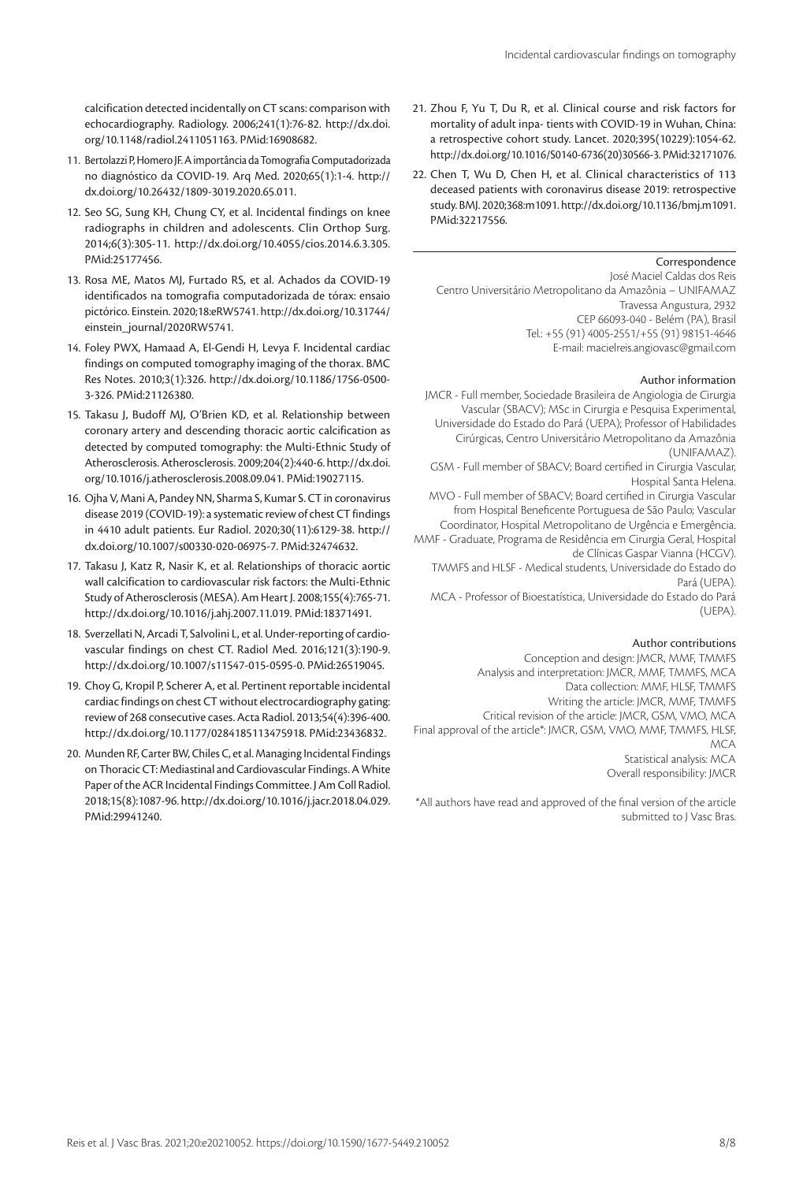calcification detected incidentally on CT scans: comparison with echocardiography. Radiology. 2006;241(1):76-82. http://dx.doi.org/10.1148/radiol.2411051163. PMid:16908682.

11. Bertolazzi P, Homero JF. A importância da Tomografia Computadorizada no diagnóstico da COVID-19. Arq Med. 2020;65(1):1-4. http://dx.doi.org/10.26432/1809-3019.2020.65.011.
12. Seo SG, Sung KH, Chung CY, et al. Incidental findings on knee radiographs in children and adolescents. Clin Orthop Surg. 2014;6(3):305-11. http://dx.doi.org/10.4055/cios.2014.6.3.305. PMid:25177456.
13. Rosa ME, Matos MJ, Furtado RS, et al. Achados da COVID-19 identificados na tomografia computadorizada de tórax: ensaio pictórico. Einstein. 2020;18:eRW5741. http://dx.doi.org/10.31744/einstein_journal/2020RW5741.
14. Foley PWX, Hamaad A, El-Gendi H, Levya F. Incidental cardiac findings on computed tomography imaging of the thorax. BMC Res Notes. 2010;3(1):326. http://dx.doi.org/10.1186/1756-0500-3-326. PMid:21126380.
15. Takasu J, Budoff MJ, O'Brien KD, et al. Relationship between coronary artery and descending thoracic aortic calcification as detected by computed tomography: the Multi-Ethnic Study of Atherosclerosis. Atherosclerosis. 2009;204(2):440-6. http://dx.doi.org/10.1016/j.atherosclerosis.2008.09.041. PMid:19027115.
16. Ojha V, Mani A, Pandey NN, Sharma S, Kumar S. CT in coronavirus disease 2019 (COVID-19): a systematic review of chest CT findings in 4410 adult patients. Eur Radiol. 2020;30(11):6129-38. http://dx.doi.org/10.1007/s00330-020-06975-7. PMid:32474632.
17. Takasu J, Katz R, Nasir K, et al. Relationships of thoracic aortic wall calcification to cardiovascular risk factors: the Multi-Ethnic Study of Atherosclerosis (MESA). Am Heart J. 2008;155(4):765-71. http://dx.doi.org/10.1016/j.ahj.2007.11.019. PMid:18371491.
18. Sverzellati N, Arcadi T, Salvolini L, et al. Under-reporting of cardiovascular findings on chest CT. Radiol Med. 2016;121(3):190-9. http://dx.doi.org/10.1007/s11547-015-0595-0. PMid:26519045.
19. Choy G, Kropil P, Scherer A, et al. Pertinent reportable incidental cardiac findings on chest CT without electrocardiography gating: review of 268 consecutive cases. Acta Radiol. 2013;54(4):396-400. http://dx.doi.org/10.1177/0284185113475918. PMid:23436832.
20. Munden RF, Carter BW, Chiles C, et al. Managing Incidental Findings on Thoracic CT: Mediastinal and Cardiovascular Findings. A White Paper of the ACR Incidental Findings Committee. J Am Coll Radiol. 2018;15(8):1087-96. http://dx.doi.org/10.1016/j.jacr.2018.04.029. PMid:29941240.
21. Zhou F, Yu T, Du R, et al. Clinical course and risk factors for mortality of adult inpa- tients with COVID-19 in Wuhan, China: a retrospective cohort study. Lancet. 2020;395(10229):1054-62. http://dx.doi.org/10.1016/S0140-6736(20)30566-3. PMid:32171076.
22. Chen T, Wu D, Chen H, et al. Clinical characteristics of 113 deceased patients with coronavirus disease 2019: retrospective study. BMJ. 2020;368:m1091. http://dx.doi.org/10.1136/bmj.m1091. PMid:32217556.

---

Correspondence
José Maciel Caldas dos Reis
Centro Universitário Metropolitano da Amazônia – UNIFAMAZ
Travessa Angustura, 2932
CEP 66093-040 - Belém (PA), Brasil
Tel.: +55 (91) 4005-2551/+55 (91) 98151-4646
E-mail: macielreis.angiovasc@gmail.com

Author information
JMCR - Full member, Sociedade Brasileira de Angiologia de Cirurgia Vascular (SBACV); MSc in Cirurgia e Pesquisa Experimental, Universidade do Estado do Pará (UEPA); Professor of Habilidades Cirúrgicas, Centro Universitário Metropolitano da Amazônia (UNIFAMAZ).
GSM - Full member of SBACV; Board certified in Cirurgia Vascular, Hospital Santa Helena.
MVO - Full member of SBACV; Board certified in Cirurgia Vascular from Hospital Beneficente Portuguesa de São Paulo; Vascular Coordinator, Hospital Metropolitano de Urgência e Emergência.
MMF - Graduate, Programa de Residência em Cirurgia Geral, Hospital de Clínicas Gaspar Vianna (HCGV).
TMMFS and HLSF - Medical students, Universidade do Estado do Pará (UEPA).
MCA - Professor of Bioestatística, Universidade do Estado do Pará (UEPA).

Author contributions
Conception and design: JMCR, MMF, TMMFS
Analysis and interpretation: JMCR, MMF, TMMFS, MCA
Data collection: MMF, HLSF, TMMFS
Writing the article: JMCR, MMF, TMMFS
Critical revision of the article: JMCR, GSM, VMO, MCA
Final approval of the article*: JMCR, GSM, VMO, MMF, TMMFS, HLSF, MCA
Statistical analysis: MCA
Overall responsibility: JMCR

*All authors have read and approved of the final version of the article submitted to J Vasc Bras.